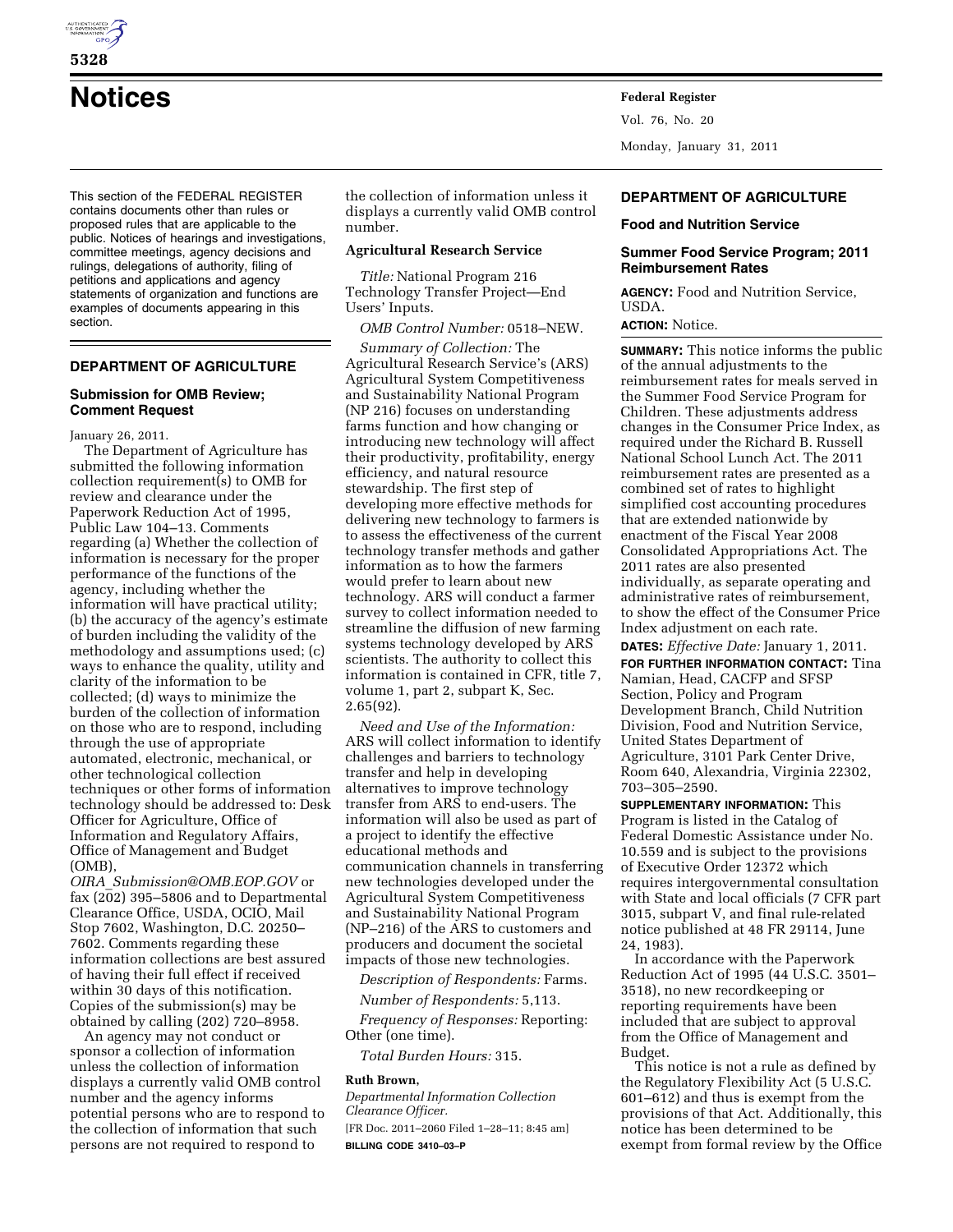# Notices

This section of the FEDERAL REGISTER contains documents other than rules or proposed rules that are applicable to the public. Notices of hearings and investigations, committee meetings, agency decisions and rulings, delegations of authority, filing of petitions and applications and agency statements of organization and functions are examples of documents appearing in this section.

## DEPARTMENT OF AGRICULTURE

### Submission for OMB Review; Comment Request

January 26, 2011.

The Department of Agriculture has submitted the following information collection requirement(s) to OMB for review and clearance under the Paperwork Reduction Act of 1995, Public Law 104–13. Comments regarding (a) Whether the collection of information is necessary for the proper performance of the functions of the agency, including whether the information will have practical utility; (b) the accuracy of the agency's estimate of burden including the validity of the methodology and assumptions used; (c) ways to enhance the quality, utility and clarity of the information to be collected; (d) ways to minimize the burden of the collection of information on those who are to respond, including through the use of appropriate automated, electronic, mechanical, or other technological collection techniques or other forms of information technology should be addressed to: Desk Officer for Agriculture, Office of Information and Regulatory Affairs, Office of Management and Budget (OMB), *OIRA_Submission@OMB.EOP.GOV* or fax (202) 395–5806 and to Departmental Clearance Office, USDA, OCIO, Mail Stop 7602, Washington, D.C. 20250–7602. Comments regarding these information collections are best assured of having their full effect if received within 30 days of this notification. Copies of the submission(s) may be obtained by calling (202) 720–8958.

An agency may not conduct or sponsor a collection of information unless the collection of information displays a currently valid OMB control number and the agency informs potential persons who are to respond to the collection of information that such persons are not required to respond to the collection of information unless it displays a currently valid OMB control number.

**Agricultural Research Service**

*Title:* National Program 216 Technology Transfer Project—End Users' Inputs.

*OMB Control Number:* 0518–NEW.

*Summary of Collection:* The Agricultural Research Service's (ARS) Agricultural System Competitiveness and Sustainability National Program (NP 216) focuses on understanding farms function and how changing or introducing new technology will affect their productivity, profitability, energy efficiency, and natural resource stewardship. The first step of developing more effective methods for delivering new technology to farmers is to assess the effectiveness of the current technology transfer methods and gather information as to how the farmers would prefer to learn about new technology. ARS will conduct a farmer survey to collect information needed to streamline the diffusion of new farming systems technology developed by ARS scientists. The authority to collect this information is contained in CFR, title 7, volume 1, part 2, subpart K, Sec. 2.65(92).

*Need and Use of the Information:* ARS will collect information to identify challenges and barriers to technology transfer and help in developing alternatives to improve technology transfer from ARS to end-users. The information will also be used as part of a project to identify the effective educational methods and communication channels in transferring new technologies developed under the Agricultural System Competitiveness and Sustainability National Program (NP–216) of the ARS to customers and producers and document the societal impacts of those new technologies.

*Description of Respondents:* Farms.

*Number of Respondents:* 5,113.

*Frequency of Responses:* Reporting: Other (one time).

*Total Burden Hours:* 315.

**Ruth Brown,**

*Departmental Information Collection Clearance Officer.*

[FR Doc. 2011–2060 Filed 1–28–11; 8:45 am]

**BILLING CODE 3410–03–P**

## DEPARTMENT OF AGRICULTURE

### Food and Nutrition Service

### Summer Food Service Program; 2011 Reimbursement Rates

**AGENCY:** Food and Nutrition Service, USDA.

**ACTION:** Notice.

**SUMMARY:** This notice informs the public of the annual adjustments to the reimbursement rates for meals served in the Summer Food Service Program for Children. These adjustments address changes in the Consumer Price Index, as required under the Richard B. Russell National School Lunch Act. The 2011 reimbursement rates are presented as a combined set of rates to highlight simplified cost accounting procedures that are extended nationwide by enactment of the Fiscal Year 2008 Consolidated Appropriations Act. The 2011 rates are also presented individually, as separate operating and administrative rates of reimbursement, to show the effect of the Consumer Price Index adjustment on each rate.

**DATES:** *Effective Date:* January 1, 2011.

**FOR FURTHER INFORMATION CONTACT:** Tina Namian, Head, CACFP and SFSP Section, Policy and Program Development Branch, Child Nutrition Division, Food and Nutrition Service, United States Department of Agriculture, 3101 Park Center Drive, Room 640, Alexandria, Virginia 22302, 703–305–2590.

**SUPPLEMENTARY INFORMATION:** This Program is listed in the Catalog of Federal Domestic Assistance under No. 10.559 and is subject to the provisions of Executive Order 12372 which requires intergovernmental consultation with State and local officials (7 CFR part 3015, subpart V, and final rule-related notice published at 48 FR 29114, June 24, 1983).

In accordance with the Paperwork Reduction Act of 1995 (44 U.S.C. 3501–3518), no new recordkeeping or reporting requirements have been included that are subject to approval from the Office of Management and Budget.

This notice is not a rule as defined by the Regulatory Flexibility Act (5 U.S.C. 601–612) and thus is exempt from the provisions of that Act. Additionally, this notice has been determined to be exempt from formal review by the Office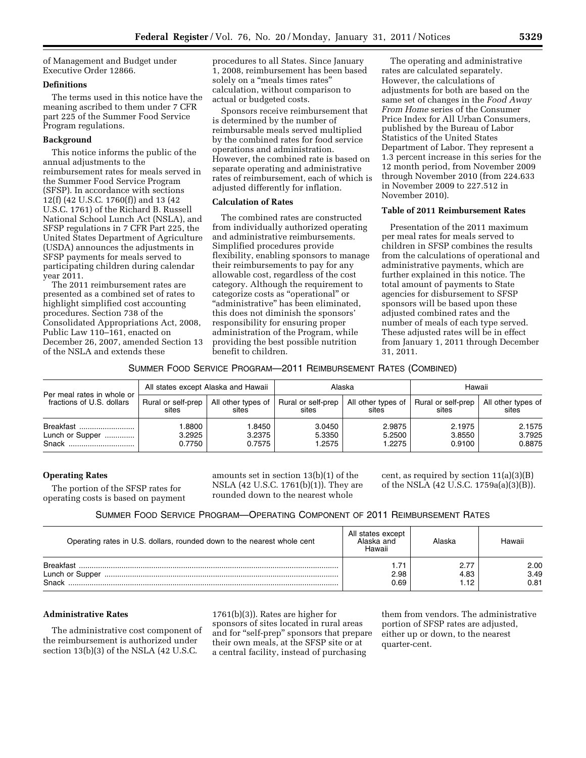of Management and Budget under Executive Order 12866.

**Definitions**

The terms used in this notice have the meaning ascribed to them under 7 CFR part 225 of the Summer Food Service Program regulations.

**Background**

This notice informs the public of the annual adjustments to the reimbursement rates for meals served in the Summer Food Service Program (SFSP). In accordance with sections 12(f) (42 U.S.C. 1760(f)) and 13 (42 U.S.C. 1761) of the Richard B. Russell National School Lunch Act (NSLA), and SFSP regulations in 7 CFR Part 225, the United States Department of Agriculture (USDA) announces the adjustments in SFSP payments for meals served to participating children during calendar year 2011.

The 2011 reimbursement rates are presented as a combined set of rates to highlight simplified cost accounting procedures. Section 738 of the Consolidated Appropriations Act, 2008, Public Law 110–161, enacted on December 26, 2007, amended Section 13 of the NSLA and extends these procedures to all States. Since January 1, 2008, reimbursement has been based solely on a "meals times rates" calculation, without comparison to actual or budgeted costs.

Sponsors receive reimbursement that is determined by the number of reimbursable meals served multiplied by the combined rates for food service operations and administration. However, the combined rate is based on separate operating and administrative rates of reimbursement, each of which is adjusted differently for inflation.

**Calculation of Rates**

The combined rates are constructed from individually authorized operating and administrative reimbursements. Simplified procedures provide flexibility, enabling sponsors to manage their reimbursements to pay for any allowable cost, regardless of the cost category. Although the requirement to categorize costs as "operational" or "administrative" has been eliminated, this does not diminish the sponsors' responsibility for ensuring proper administration of the Program, while providing the best possible nutrition benefit to children.

The operating and administrative rates are calculated separately. However, the calculations of adjustments for both are based on the same set of changes in the *Food Away From Home* series of the Consumer Price Index for All Urban Consumers, published by the Bureau of Labor Statistics of the United States Department of Labor. They represent a 1.3 percent increase in this series for the 12 month period, from November 2009 through November 2010 (from 224.633 in November 2009 to 227.512 in November 2010).

**Table of 2011 Reimbursement Rates**

Presentation of the 2011 maximum per meal rates for meals served to children in SFSP combines the results from the calculations of operational and administrative payments, which are further explained in this notice. The total amount of payments to State agencies for disbursement to SFSP sponsors will be based upon these adjusted combined rates and the number of meals of each type served. These adjusted rates will be in effect from January 1, 2011 through December 31, 2011.

SUMMER FOOD SERVICE PROGRAM—2011 REIMBURSEMENT RATES (COMBINED)

| Per meal rates in whole or fractions of U.S. dollars | All states except Alaska and Hawaii | | Alaska | | Hawaii | |
|---|---|---|---|---|---|---|
| | Rural or self-prep sites | All other types of sites | Rural or self-prep sites | All other types of sites | Rural or self-prep sites | All other types of sites |
| Breakfast | 1.8800 | 1.8450 | 3.0450 | 2.9875 | 2.1975 | 2.1575 |
| Lunch or Supper | 3.2925 | 3.2375 | 5.3350 | 5.2500 | 3.8550 | 3.7925 |
| Snack | 0.7750 | 0.7575 | 1.2575 | 1.2275 | 0.9100 | 0.8875 |

**Operating Rates**

The portion of the SFSP rates for operating costs is based on payment amounts set in section 13(b)(1) of the NSLA (42 U.S.C. 1761(b)(1)). They are rounded down to the nearest whole cent, as required by section 11(a)(3)(B) of the NSLA (42 U.S.C. 1759a(a)(3)(B)).

SUMMER FOOD SERVICE PROGRAM—OPERATING COMPONENT OF 2011 REIMBURSEMENT RATES

| Operating rates in U.S. dollars, rounded down to the nearest whole cent | All states except Alaska and Hawaii | Alaska | Hawaii |
|---|---|---|---|
| Breakfast | 1.71 | 2.77 | 2.00 |
| Lunch or Supper | 2.98 | 4.83 | 3.49 |
| Snack | 0.69 | 1.12 | 0.81 |

**Administrative Rates**

The administrative cost component of the reimbursement is authorized under section 13(b)(3) of the NSLA (42 U.S.C. 1761(b)(3)). Rates are higher for sponsors of sites located in rural areas and for "self-prep" sponsors that prepare their own meals, at the SFSP site or at a central facility, instead of purchasing them from vendors. The administrative portion of SFSP rates are adjusted, either up or down, to the nearest quarter-cent.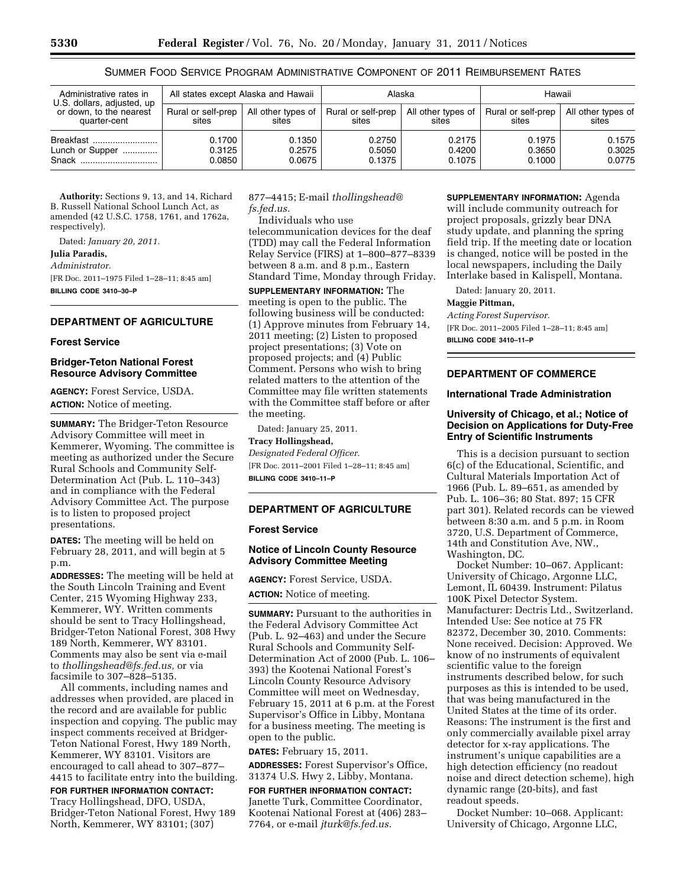SUMMER FOOD SERVICE PROGRAM ADMINISTRATIVE COMPONENT OF 2011 REIMBURSEMENT RATES

| Administrative rates in U.S. dollars, adjusted, up or down, to the nearest quarter-cent | All states except Alaska and Hawaii | | Alaska | | Hawaii | |
|---|---|---|---|---|---|---|
| | Rural or self-prep sites | All other types of sites | Rural or self-prep sites | All other types of sites | Rural or self-prep sites | All other types of sites |
| Breakfast | 0.1700 | 0.1350 | 0.2750 | 0.2175 | 0.1975 | 0.1575 |
| Lunch or Supper | 0.3125 | 0.2575 | 0.5050 | 0.4200 | 0.3650 | 0.3025 |
| Snack | 0.0850 | 0.0675 | 0.1375 | 0.1075 | 0.1000 | 0.0775 |

**Authority:** Sections 9, 13, and 14, Richard B. Russell National School Lunch Act, as amended (42 U.S.C. 1758, 1761, and 1762a, respectively).

Dated: *January 20, 2011.*

**Julia Paradis,**

*Administrator.*

[FR Doc. 2011–1975 Filed 1–28–11; 8:45 am]

**BILLING CODE 3410–30–P**

## DEPARTMENT OF AGRICULTURE

### Forest Service

### Bridger-Teton National Forest Resource Advisory Committee

**AGENCY:** Forest Service, USDA.

**ACTION:** Notice of meeting.

**SUMMARY:** The Bridger-Teton Resource Advisory Committee will meet in Kemmerer, Wyoming. The committee is meeting as authorized under the Secure Rural Schools and Community Self-Determination Act (Pub. L. 110–343) and in compliance with the Federal Advisory Committee Act. The purpose is to listen to proposed project presentations.

**DATES:** The meeting will be held on February 28, 2011, and will begin at 5 p.m.

**ADDRESSES:** The meeting will be held at the South Lincoln Training and Event Center, 215 Wyoming Highway 233, Kemmerer, WY. Written comments should be sent to Tracy Hollingshead, Bridger-Teton National Forest, 308 Hwy 189 North, Kemmerer, WY 83101. Comments may also be sent via e-mail to *thollingshead@fs.fed.us,* or via facsimile to 307–828–5135.

All comments, including names and addresses when provided, are placed in the record and are available for public inspection and copying. The public may inspect comments received at Bridger-Teton National Forest, Hwy 189 North, Kemmerer, WY 83101. Visitors are encouraged to call ahead to 307–877–4415 to facilitate entry into the building.

**FOR FURTHER INFORMATION CONTACT:** Tracy Hollingshead, DFO, USDA, Bridger-Teton National Forest, Hwy 189 North, Kemmerer, WY 83101; (307) 877–4415; E-mail *thollingshead@fs.fed.us.*

Individuals who use telecommunication devices for the deaf (TDD) may call the Federal Information Relay Service (FIRS) at 1–800–877–8339 between 8 a.m. and 8 p.m., Eastern Standard Time, Monday through Friday.

**SUPPLEMENTARY INFORMATION:** The meeting is open to the public. The following business will be conducted: (1) Approve minutes from February 14, 2011 meeting; (2) Listen to proposed project presentations; (3) Vote on proposed projects; and (4) Public Comment. Persons who wish to bring related matters to the attention of the Committee may file written statements with the Committee staff before or after the meeting.

Dated: January 25, 2011.

**Tracy Hollingshead,**

*Designated Federal Officer.*

[FR Doc. 2011–2001 Filed 1–28–11; 8:45 am]

**BILLING CODE 3410–11–P**

## DEPARTMENT OF AGRICULTURE

### Forest Service

### Notice of Lincoln County Resource Advisory Committee Meeting

**AGENCY:** Forest Service, USDA.

**ACTION:** Notice of meeting.

**SUMMARY:** Pursuant to the authorities in the Federal Advisory Committee Act (Pub. L. 92–463) and under the Secure Rural Schools and Community Self-Determination Act of 2000 (Pub. L. 106–393) the Kootenai National Forest's Lincoln County Resource Advisory Committee will meet on Wednesday, February 15, 2011 at 6 p.m. at the Forest Supervisor's Office in Libby, Montana for a business meeting. The meeting is open to the public.

**DATES:** February 15, 2011.

**ADDRESSES:** Forest Supervisor's Office, 31374 U.S. Hwy 2, Libby, Montana.

**FOR FURTHER INFORMATION CONTACT:** Janette Turk, Committee Coordinator, Kootenai National Forest at (406) 283–7764, or e-mail *jturk@fs.fed.us.*

**SUPPLEMENTARY INFORMATION:** Agenda will include community outreach for project proposals, grizzly bear DNA study update, and planning the spring field trip. If the meeting date or location is changed, notice will be posted in the local newspapers, including the Daily Interlake based in Kalispell, Montana.

Dated: January 20, 2011.

**Maggie Pittman,**

*Acting Forest Supervisor.*

[FR Doc. 2011–2005 Filed 1–28–11; 8:45 am]

**BILLING CODE 3410–11–P**

## DEPARTMENT OF COMMERCE

### International Trade Administration

### University of Chicago, et al.; Notice of Decision on Applications for Duty-Free Entry of Scientific Instruments

This is a decision pursuant to section 6(c) of the Educational, Scientific, and Cultural Materials Importation Act of 1966 (Pub. L. 89–651, as amended by Pub. L. 106–36; 80 Stat. 897; 15 CFR part 301). Related records can be viewed between 8:30 a.m. and 5 p.m. in Room 3720, U.S. Department of Commerce, 14th and Constitution Ave, NW., Washington, DC.

Docket Number: 10–067. Applicant: University of Chicago, Argonne LLC, Lemont, IL 60439. Instrument: Pilatus 100K Pixel Detector System. Manufacturer: Dectris Ltd., Switzerland. Intended Use: See notice at 75 FR 82372, December 30, 2010. Comments: None received. Decision: Approved. We know of no instruments of equivalent scientific value to the foreign instruments described below, for such purposes as this is intended to be used, that was being manufactured in the United States at the time of its order. Reasons: The instrument is the first and only commercially available pixel array detector for x-ray applications. The instrument's unique capabilities are a high detection efficiency (no readout noise and direct detection scheme), high dynamic range (20-bits), and fast readout speeds.

Docket Number: 10–068. Applicant: University of Chicago, Argonne LLC,